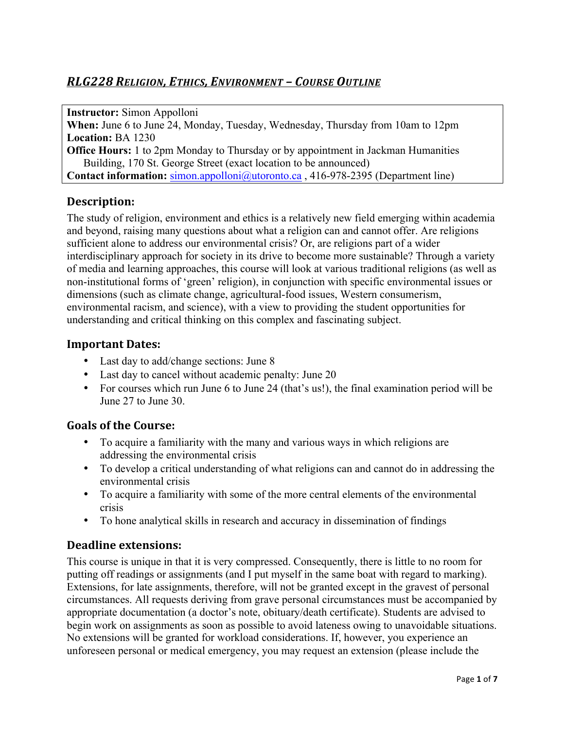# *RLG228 Religion, Ethics, Environment – Course Outline*

**Instructor:** Simon Appolloni
**When:** June 6 to June 24, Monday, Tuesday, Wednesday, Thursday from 10am to 12pm
**Location:** BA 1230
**Office Hours:** 1 to 2pm Monday to Thursday or by appointment in Jackman Humanities Building, 170 St. George Street (exact location to be announced)
**Contact information:** simon.appolloni@utoronto.ca , 416-978-2395 (Department line)

## Description:

The study of religion, environment and ethics is a relatively new field emerging within academia and beyond, raising many questions about what a religion can and cannot offer. Are religions sufficient alone to address our environmental crisis? Or, are religions part of a wider interdisciplinary approach for society in its drive to become more sustainable? Through a variety of media and learning approaches, this course will look at various traditional religions (as well as non-institutional forms of 'green' religion), in conjunction with specific environmental issues or dimensions (such as climate change, agricultural-food issues, Western consumerism, environmental racism, and science), with a view to providing the student opportunities for understanding and critical thinking on this complex and fascinating subject.

## Important Dates:

- Last day to add/change sections: June 8
- Last day to cancel without academic penalty: June 20
- For courses which run June 6 to June 24 (that's us!), the final examination period will be June 27 to June 30.

## Goals of the Course:

- To acquire a familiarity with the many and various ways in which religions are addressing the environmental crisis
- To develop a critical understanding of what religions can and cannot do in addressing the environmental crisis
- To acquire a familiarity with some of the more central elements of the environmental crisis
- To hone analytical skills in research and accuracy in dissemination of findings

## Deadline extensions:

This course is unique in that it is very compressed. Consequently, there is little to no room for putting off readings or assignments (and I put myself in the same boat with regard to marking). Extensions, for late assignments, therefore, will not be granted except in the gravest of personal circumstances. All requests deriving from grave personal circumstances must be accompanied by appropriate documentation (a doctor's note, obituary/death certificate). Students are advised to begin work on assignments as soon as possible to avoid lateness owing to unavoidable situations. No extensions will be granted for workload considerations. If, however, you experience an unforeseen personal or medical emergency, you may request an extension (please include the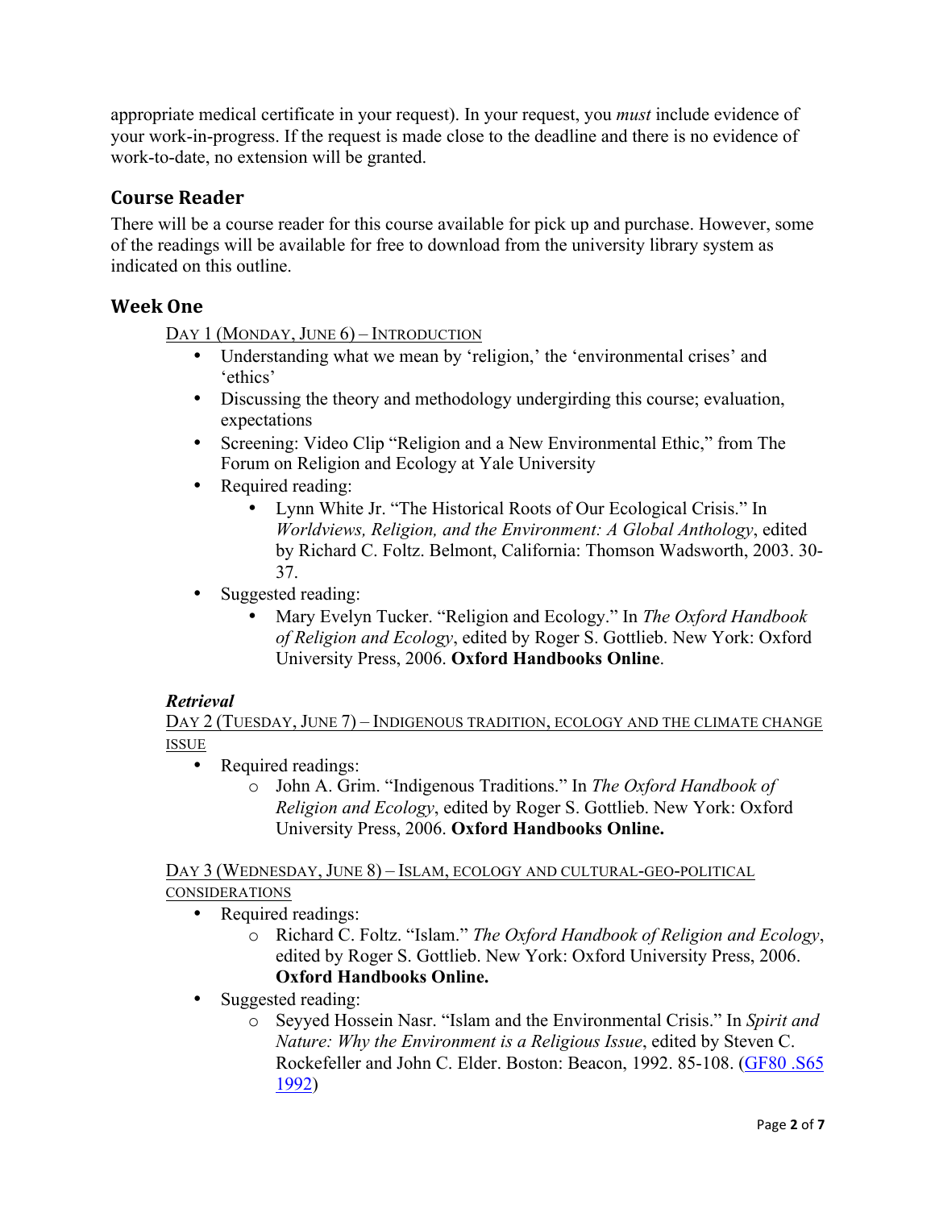appropriate medical certificate in your request). In your request, you *must* include evidence of your work-in-progress. If the request is made close to the deadline and there is no evidence of work-to-date, no extension will be granted.

## Course Reader

There will be a course reader for this course available for pick up and purchase. However, some of the readings will be available for free to download from the university library system as indicated on this outline.

## Week One

DAY 1 (MONDAY, JUNE 6) – INTRODUCTION

- Understanding what we mean by 'religion,' the 'environmental crises' and 'ethics'
- Discussing the theory and methodology undergirding this course; evaluation, expectations
- Screening: Video Clip "Religion and a New Environmental Ethic," from The Forum on Religion and Ecology at Yale University
- Required reading:
    - Lynn White Jr. "The Historical Roots of Our Ecological Crisis." In *Worldviews, Religion, and the Environment: A Global Anthology*, edited by Richard C. Foltz. Belmont, California: Thomson Wadsworth, 2003. 30-37.
- Suggested reading:
    - Mary Evelyn Tucker. "Religion and Ecology." In *The Oxford Handbook of Religion and Ecology*, edited by Roger S. Gottlieb. New York: Oxford University Press, 2006. **Oxford Handbooks Online**.

***Retrieval***

DAY 2 (TUESDAY, JUNE 7) – INDIGENOUS TRADITION, ECOLOGY AND THE CLIMATE CHANGE ISSUE

- Required readings:
    - John A. Grim. "Indigenous Traditions." In *The Oxford Handbook of Religion and Ecology*, edited by Roger S. Gottlieb. New York: Oxford University Press, 2006. **Oxford Handbooks Online.**

DAY 3 (WEDNESDAY, JUNE 8) – ISLAM, ECOLOGY AND CULTURAL-GEO-POLITICAL CONSIDERATIONS

- Required readings:
    - Richard C. Foltz. "Islam." *The Oxford Handbook of Religion and Ecology*, edited by Roger S. Gottlieb. New York: Oxford University Press, 2006. **Oxford Handbooks Online.**
- Suggested reading:
    - Seyyed Hossein Nasr. "Islam and the Environmental Crisis." In *Spirit and Nature: Why the Environment is a Religious Issue*, edited by Steven C. Rockefeller and John C. Elder. Boston: Beacon, 1992. 85-108. (GF80 .S65 1992)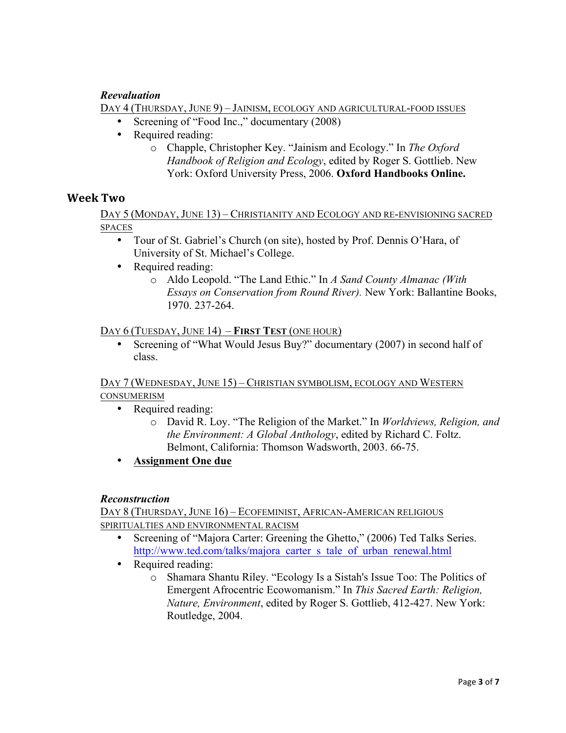***Reevaluation***

<u>DAY 4 (THURSDAY, JUNE 9) – JAINISM, ECOLOGY AND AGRICULTURAL-FOOD ISSUES</u>

- Screening of "Food Inc.," documentary (2008)
- Required reading:
  - Chapple, Christopher Key. "Jainism and Ecology." In *The Oxford Handbook of Religion and Ecology*, edited by Roger S. Gottlieb. New York: Oxford University Press, 2006. **Oxford Handbooks Online.**

## Week Two

<u>DAY 5 (MONDAY, JUNE 13) – CHRISTIANITY AND ECOLOGY AND RE-ENVISIONING SACRED SPACES</u>

- Tour of St. Gabriel's Church (on site), hosted by Prof. Dennis O'Hara, of University of St. Michael's College.
- Required reading:
  - Aldo Leopold. "The Land Ethic." In *A Sand County Almanac (With Essays on Conservation from Round River).* New York: Ballantine Books, 1970. 237-264.

<u>DAY 6 (TUESDAY, JUNE 14) – **FIRST TEST** (ONE HOUR)</u>

- Screening of "What Would Jesus Buy?" documentary (2007) in second half of class.

<u>DAY 7 (WEDNESDAY, JUNE 15) – CHRISTIAN SYMBOLISM, ECOLOGY AND WESTERN CONSUMERISM</u>

- Required reading:
  - David R. Loy. "The Religion of the Market." In *Worldviews, Religion, and the Environment: A Global Anthology*, edited by Richard C. Foltz. Belmont, California: Thomson Wadsworth, 2003. 66-75.
- <u>**Assignment One due**</u>

***Reconstruction***

<u>DAY 8 (THURSDAY, JUNE 16) – ECOFEMINIST, AFRICAN-AMERICAN RELIGIOUS SPIRITUALTIES AND ENVIRONMENTAL RACISM</u>

- Screening of "Majora Carter: Greening the Ghetto," (2006) Ted Talks Series. http://www.ted.com/talks/majora_carter_s_tale_of_urban_renewal.html
- Required reading:
  - Shamara Shantu Riley. "Ecology Is a Sistah's Issue Too: The Politics of Emergent Afrocentric Ecowomanism." In *This Sacred Earth: Religion, Nature, Environment*, edited by Roger S. Gottlieb, 412-427. New York: Routledge, 2004.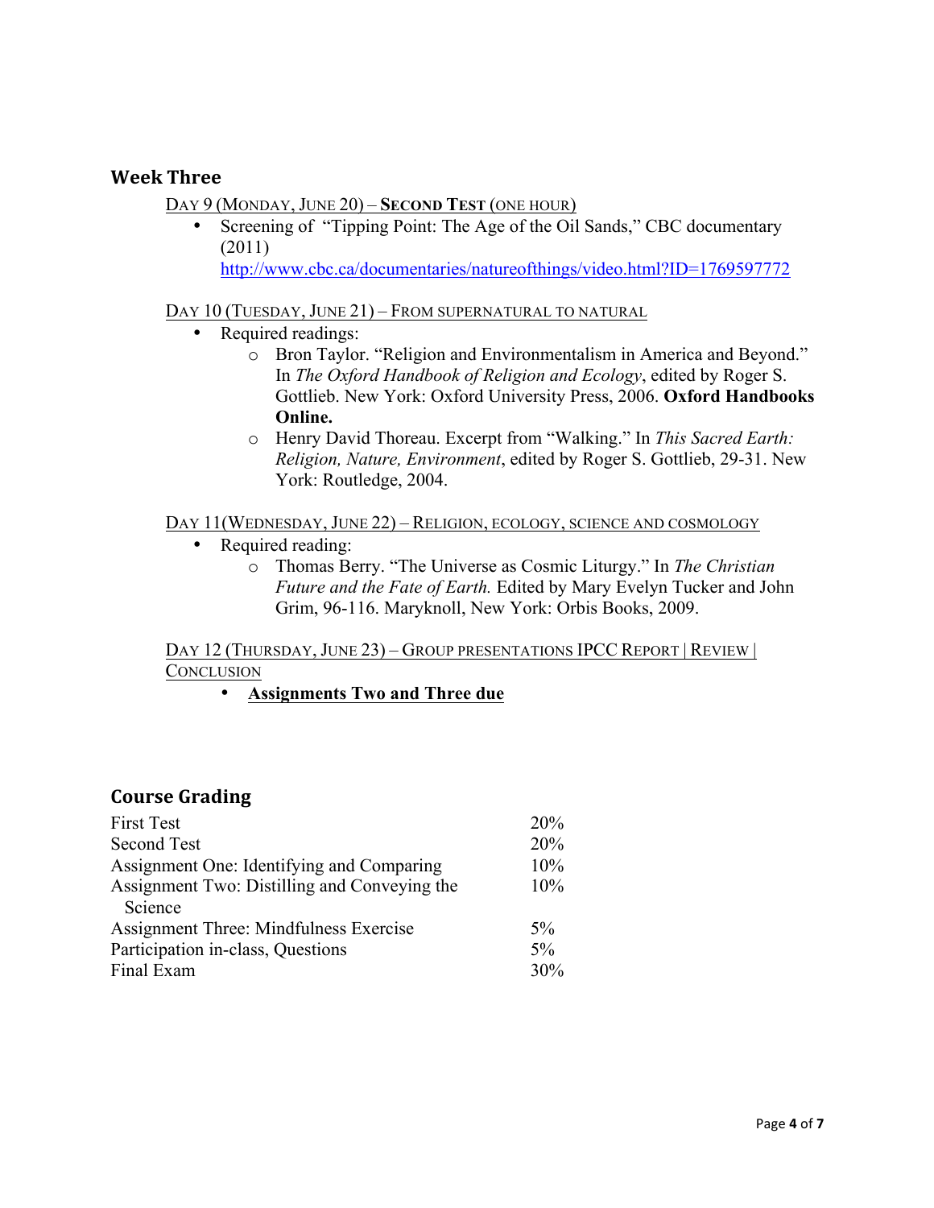## Week Three

DAY 9 (MONDAY, JUNE 20) – **SECOND TEST** (ONE HOUR)

- Screening of "Tipping Point: The Age of the Oil Sands," CBC documentary (2011) http://www.cbc.ca/documentaries/natureofthings/video.html?ID=1769597772

DAY 10 (TUESDAY, JUNE 21) – FROM SUPERNATURAL TO NATURAL

- Required readings:
  - Bron Taylor. "Religion and Environmentalism in America and Beyond." In *The Oxford Handbook of Religion and Ecology*, edited by Roger S. Gottlieb. New York: Oxford University Press, 2006. **Oxford Handbooks Online.**
  - Henry David Thoreau. Excerpt from "Walking." In *This Sacred Earth: Religion, Nature, Environment*, edited by Roger S. Gottlieb, 29-31. New York: Routledge, 2004.

DAY 11(WEDNESDAY, JUNE 22) – RELIGION, ECOLOGY, SCIENCE AND COSMOLOGY

- Required reading:
  - Thomas Berry. "The Universe as Cosmic Liturgy." In *The Christian Future and the Fate of Earth.* Edited by Mary Evelyn Tucker and John Grim, 96-116. Maryknoll, New York: Orbis Books, 2009.

DAY 12 (THURSDAY, JUNE 23) – GROUP PRESENTATIONS IPCC REPORT | REVIEW | CONCLUSION

- **Assignments Two and Three due**

## Course Grading

| | |
|---|---|
| First Test | 20% |
| Second Test | 20% |
| Assignment One: Identifying and Comparing | 10% |
| Assignment Two: Distilling and Conveying the Science | 10% |
| Assignment Three: Mindfulness Exercise | 5% |
| Participation in-class, Questions | 5% |
| Final Exam | 30% |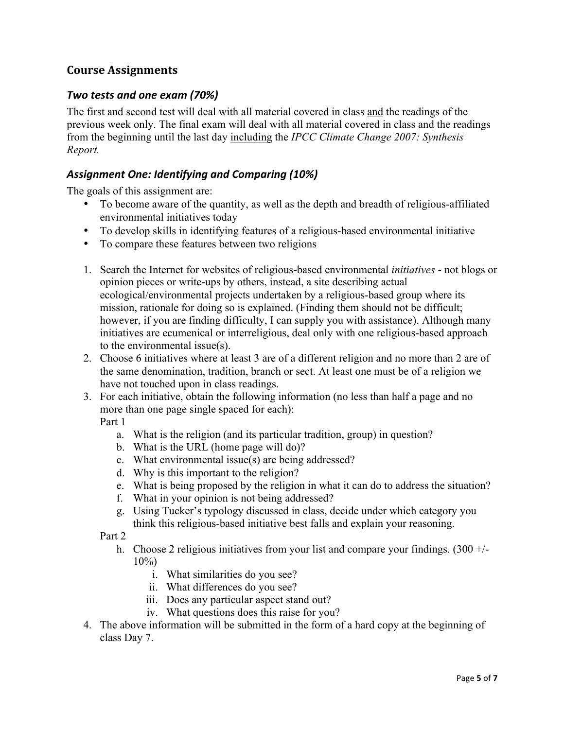## Course Assignments

### *Two tests and one exam (70%)*

The first and second test will deal with all material covered in class <u>and</u> the readings of the previous week only. The final exam will deal with all material covered in class <u>and</u> the readings from the beginning until the last day <u>including</u> the *IPCC Climate Change 2007: Synthesis Report.*

### *Assignment One: Identifying and Comparing (10%)*

The goals of this assignment are:

- To become aware of the quantity, as well as the depth and breadth of religious-affiliated environmental initiatives today
- To develop skills in identifying features of a religious-based environmental initiative
- To compare these features between two religions

1. Search the Internet for websites of religious-based environmental *initiatives* - not blogs or opinion pieces or write-ups by others, instead, a site describing actual ecological/environmental projects undertaken by a religious-based group where its mission, rationale for doing so is explained. (Finding them should not be difficult; however, if you are finding difficulty, I can supply you with assistance). Although many initiatives are ecumenical or interreligious, deal only with one religious-based approach to the environmental issue(s).
2. Choose 6 initiatives where at least 3 are of a different religion and no more than 2 are of the same denomination, tradition, branch or sect. At least one must be of a religion we have not touched upon in class readings.
3. For each initiative, obtain the following information (no less than half a page and no more than one page single spaced for each):

   Part 1

   a. What is the religion (and its particular tradition, group) in question?
   b. What is the URL (home page will do)?
   c. What environmental issue(s) are being addressed?
   d. Why is this important to the religion?
   e. What is being proposed by the religion in what it can do to address the situation?
   f. What in your opinion is not being addressed?
   g. Using Tucker's typology discussed in class, decide under which category you think this religious-based initiative best falls and explain your reasoning.

   Part 2

   h. Choose 2 religious initiatives from your list and compare your findings. (300 +/- 10%)
      i. What similarities do you see?
      ii. What differences do you see?
      iii. Does any particular aspect stand out?
      iv. What questions does this raise for you?
4. The above information will be submitted in the form of a hard copy at the beginning of class Day 7.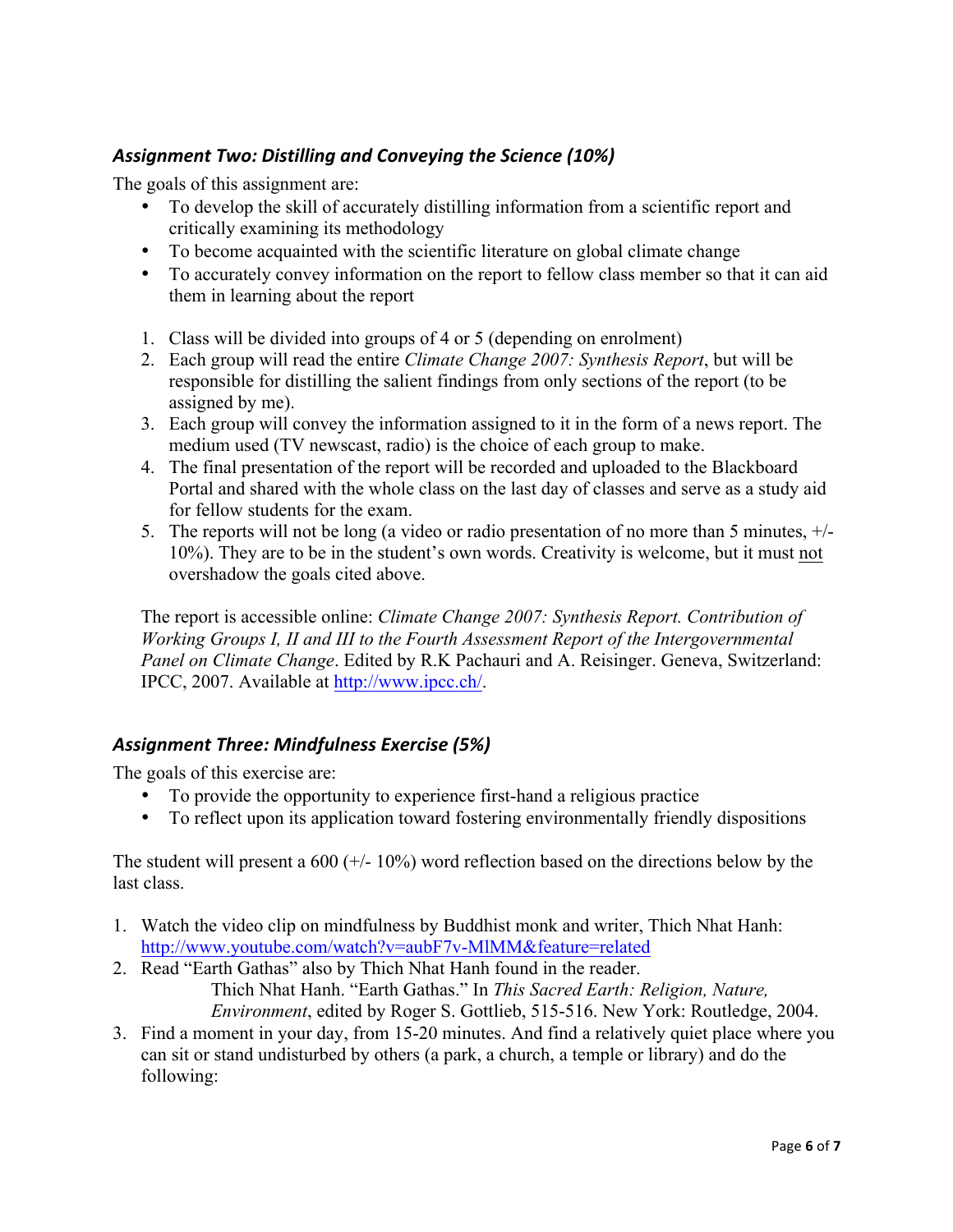### *Assignment Two: Distilling and Conveying the Science (10%)*

The goals of this assignment are:

- To develop the skill of accurately distilling information from a scientific report and critically examining its methodology
- To become acquainted with the scientific literature on global climate change
- To accurately convey information on the report to fellow class member so that it can aid them in learning about the report

1. Class will be divided into groups of 4 or 5 (depending on enrolment)
2. Each group will read the entire *Climate Change 2007: Synthesis Report*, but will be responsible for distilling the salient findings from only sections of the report (to be assigned by me).
3. Each group will convey the information assigned to it in the form of a news report. The medium used (TV newscast, radio) is the choice of each group to make.
4. The final presentation of the report will be recorded and uploaded to the Blackboard Portal and shared with the whole class on the last day of classes and serve as a study aid for fellow students for the exam.
5. The reports will not be long (a video or radio presentation of no more than 5 minutes, +/- 10%). They are to be in the student's own words. Creativity is welcome, but it must <u>not</u> overshadow the goals cited above.

The report is accessible online: *Climate Change 2007: Synthesis Report. Contribution of Working Groups I, II and III to the Fourth Assessment Report of the Intergovernmental Panel on Climate Change*. Edited by R.K Pachauri and A. Reisinger. Geneva, Switzerland: IPCC, 2007. Available at http://www.ipcc.ch/.

### *Assignment Three: Mindfulness Exercise (5%)*

The goals of this exercise are:

- To provide the opportunity to experience first-hand a religious practice
- To reflect upon its application toward fostering environmentally friendly dispositions

The student will present a 600 (+/- 10%) word reflection based on the directions below by the last class.

1. Watch the video clip on mindfulness by Buddhist monk and writer, Thich Nhat Hanh: http://www.youtube.com/watch?v=aubF7v-MlMM&feature=related
2. Read "Earth Gathas" also by Thich Nhat Hanh found in the reader.
   Thich Nhat Hanh. "Earth Gathas." In *This Sacred Earth: Religion, Nature, Environment*, edited by Roger S. Gottlieb, 515-516. New York: Routledge, 2004.
3. Find a moment in your day, from 15-20 minutes. And find a relatively quiet place where you can sit or stand undisturbed by others (a park, a church, a temple or library) and do the following: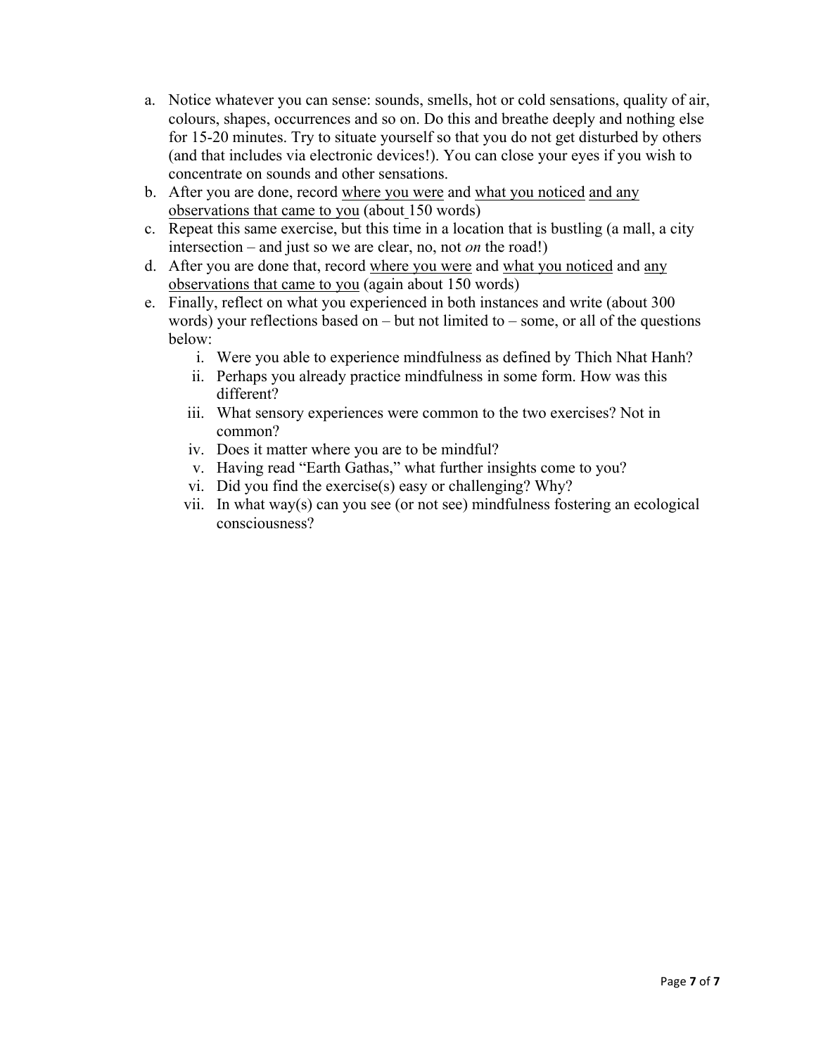a. Notice whatever you can sense: sounds, smells, hot or cold sensations, quality of air, colours, shapes, occurrences and so on. Do this and breathe deeply and nothing else for 15-20 minutes. Try to situate yourself so that you do not get disturbed by others (and that includes via electronic devices!). You can close your eyes if you wish to concentrate on sounds and other sensations.

b. After you are done, record <u>where you were</u> and <u>what you noticed</u> <u>and any observations that came to you</u> (about 150 words)

c. Repeat this same exercise, but this time in a location that is bustling (a mall, a city intersection – and just so we are clear, no, not *on* the road!)

d. After you are done that, record <u>where you were</u> and <u>what you noticed</u> and <u>any observations that came to you</u> (again about 150 words)

e. Finally, reflect on what you experienced in both instances and write (about 300 words) your reflections based on – but not limited to – some, or all of the questions below:

    i. Were you able to experience mindfulness as defined by Thich Nhat Hanh?

    ii. Perhaps you already practice mindfulness in some form. How was this different?

    iii. What sensory experiences were common to the two exercises? Not in common?

    iv. Does it matter where you are to be mindful?

    v. Having read "Earth Gathas," what further insights come to you?

    vi. Did you find the exercise(s) easy or challenging? Why?

    vii. In what way(s) can you see (or not see) mindfulness fostering an ecological consciousness?